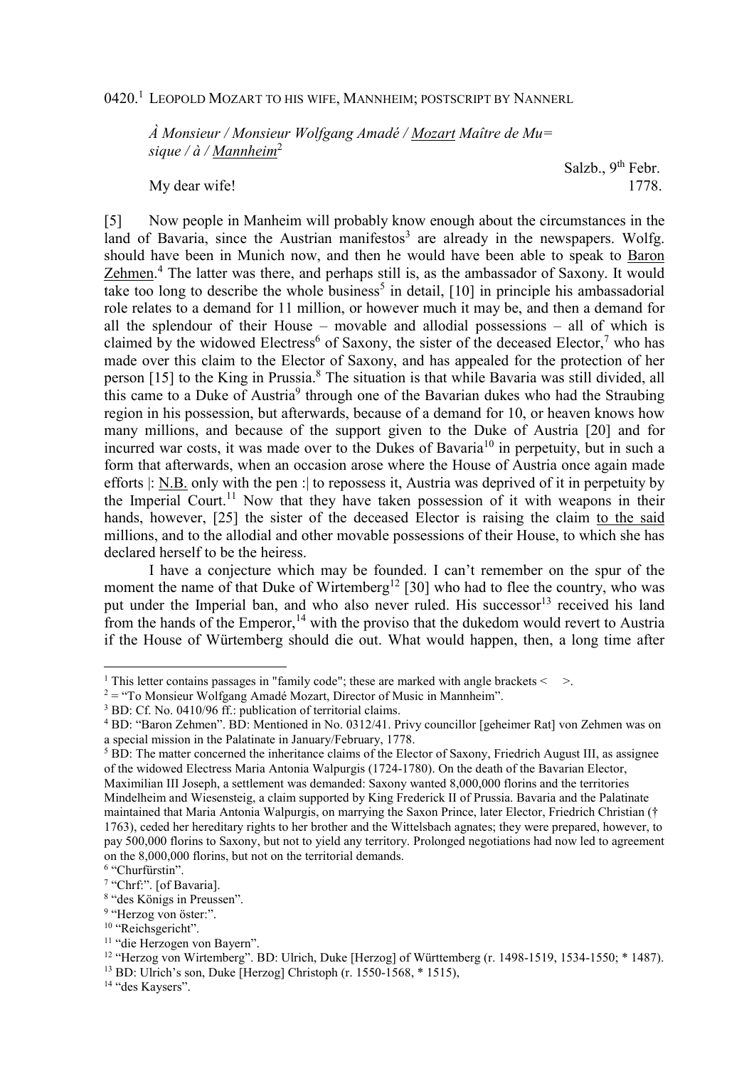0420.[1] LEOPOLD MOZART TO HIS WIFE, MANNHEIM; POSTSCRIPT BY NANNERL

*À Monsieur / Monsieur Wolfgang Amadé / Mozart Maître de Mu= sique / à / Mannheim*[2]

Salzb., 9th Febr. 1778.

My dear wife!

[5] Now people in Manheim will probably know enough about the circumstances in the land of Bavaria, since the Austrian manifestos[3] are already in the newspapers. Wolfg. should have been in Munich now, and then he would have been able to speak to Baron Zehmen.[4] The latter was there, and perhaps still is, as the ambassador of Saxony. It would take too long to describe the whole business[5] in detail, [10] in principle his ambassadorial role relates to a demand for 11 million, or however much it may be, and then a demand for all the splendour of their House – movable and allodial possessions – all of which is claimed by the widowed Electress[6] of Saxony, the sister of the deceased Elector,[7] who has made over this claim to the Elector of Saxony, and has appealed for the protection of her person [15] to the King in Prussia.[8] The situation is that while Bavaria was still divided, all this came to a Duke of Austria[9] through one of the Bavarian dukes who had the Straubing region in his possession, but afterwards, because of a demand for 10, or heaven knows how many millions, and because of the support given to the Duke of Austria [20] and for incurred war costs, it was made over to the Dukes of Bavaria[10] in perpetuity, but in such a form that afterwards, when an occasion arose where the House of Austria once again made efforts |: N.B. only with the pen :| to repossess it, Austria was deprived of it in perpetuity by the Imperial Court.[11] Now that they have taken possession of it with weapons in their hands, however, [25] the sister of the deceased Elector is raising the claim to the said millions, and to the allodial and other movable possessions of their House, to which she has declared herself to be the heiress.

I have a conjecture which may be founded. I can't remember on the spur of the moment the name of that Duke of Wirtemberg[12] [30] who had to flee the country, who was put under the Imperial ban, and who also never ruled. His successor[13] received his land from the hands of the Emperor,[14] with the proviso that the dukedom would revert to Austria if the House of Würtemberg should die out. What would happen, then, a long time after

---

[1] This letter contains passages in "family code"; these are marked with angle brackets < >.

[2] = "To Monsieur Wolfgang Amadé Mozart, Director of Music in Mannheim".

[3] BD: Cf. No. 0410/96 ff.: publication of territorial claims.

[4] BD: "Baron Zehmen". BD: Mentioned in No. 0312/41. Privy councillor [geheimer Rat] von Zehmen was on a special mission in the Palatinate in January/February, 1778.

[5] BD: The matter concerned the inheritance claims of the Elector of Saxony, Friedrich August III, as assignee of the widowed Electress Maria Antonia Walpurgis (1724-1780). On the death of the Bavarian Elector, Maximilian III Joseph, a settlement was demanded: Saxony wanted 8,000,000 florins and the territories Mindelheim and Wiesensteig, a claim supported by King Frederick II of Prussia. Bavaria and the Palatinate maintained that Maria Antonia Walpurgis, on marrying the Saxon Prince, later Elector, Friedrich Christian († 1763), ceded her hereditary rights to her brother and the Wittelsbach agnates; they were prepared, however, to pay 500,000 florins to Saxony, but not to yield any territory. Prolonged negotiations had now led to agreement on the 8,000,000 florins, but not on the territorial demands.

[6] "Churfürstin".

[7] "Chrf:". [of Bavaria].

[8] "des Königs in Preussen".

[9] "Herzog von öster:".

[10] "Reichsgericht".

[11] "die Herzogen von Bayern".

[12] "Herzog von Wirtemberg". BD: Ulrich, Duke [Herzog] of Württemberg (r. 1498-1519, 1534-1550; * 1487).

[13] BD: Ulrich's son, Duke [Herzog] Christoph (r. 1550-1568, * 1515),

[14] "des Kaysers".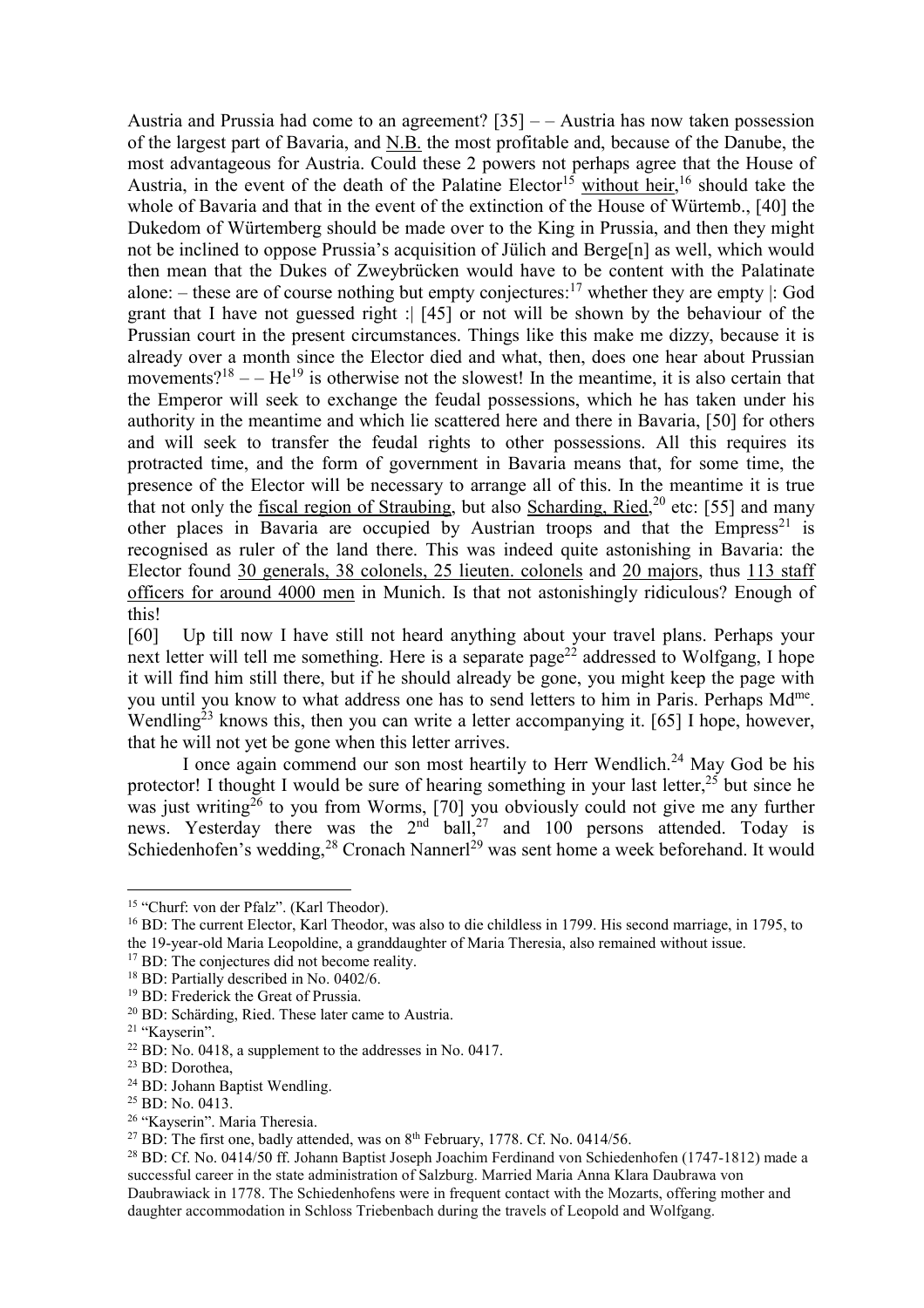Austria and Prussia had come to an agreement? [35] – – Austria has now taken possession of the largest part of Bavaria, and N.B. the most profitable and, because of the Danube, the most advantageous for Austria. Could these 2 powers not perhaps agree that the House of Austria, in the event of the death of the Palatine Elector[15] without heir,[16] should take the whole of Bavaria and that in the event of the extinction of the House of Würtemb., [40] the Dukedom of Würtemberg should be made over to the King in Prussia, and then they might not be inclined to oppose Prussia's acquisition of Jülich and Berge[n] as well, which would then mean that the Dukes of Zweybrücken would have to be content with the Palatinate alone: – these are of course nothing but empty conjectures:[17] whether they are empty |: God grant that I have not guessed right :| [45] or not will be shown by the behaviour of the Prussian court in the present circumstances. Things like this make me dizzy, because it is already over a month since the Elector died and what, then, does one hear about Prussian movements?[18] – – He[19] is otherwise not the slowest! In the meantime, it is also certain that the Emperor will seek to exchange the feudal possessions, which he has taken under his authority in the meantime and which lie scattered here and there in Bavaria, [50] for others and will seek to transfer the feudal rights to other possessions. All this requires its protracted time, and the form of government in Bavaria means that, for some time, the presence of the Elector will be necessary to arrange all of this. In the meantime it is true that not only the fiscal region of Straubing, but also Scharding, Ried,[20] etc: [55] and many other places in Bavaria are occupied by Austrian troops and that the Empress[21] is recognised as ruler of the land there. This was indeed quite astonishing in Bavaria: the Elector found 30 generals, 38 colonels, 25 lieuten. colonels and 20 majors, thus 113 staff officers for around 4000 men in Munich. Is that not astonishingly ridiculous? Enough of this!

[60] Up till now I have still not heard anything about your travel plans. Perhaps your next letter will tell me something. Here is a separate page[22] addressed to Wolfgang, I hope it will find him still there, but if he should already be gone, you might keep the page with you until you know to what address one has to send letters to him in Paris. Perhaps Md$^{me}$. Wendling[23] knows this, then you can write a letter accompanying it. [65] I hope, however, that he will not yet be gone when this letter arrives.

I once again commend our son most heartily to Herr Wendlich.[24] May God be his protector! I thought I would be sure of hearing something in your last letter,[25] but since he was just writing[26] to you from Worms, [70] you obviously could not give me any further news. Yesterday there was the 2$^{nd}$ ball,[27] and 100 persons attended. Today is Schiedenhofen's wedding,[28] Cronach Nannerl[29] was sent home a week beforehand. It would

---

[15] "Churf: von der Pfalz". (Karl Theodor).

[16] BD: The current Elector, Karl Theodor, was also to die childless in 1799. His second marriage, in 1795, to the 19-year-old Maria Leopoldine, a granddaughter of Maria Theresia, also remained without issue.

[17] BD: The conjectures did not become reality.

[18] BD: Partially described in No. 0402/6.

[19] BD: Frederick the Great of Prussia.

[20] BD: Schärding, Ried. These later came to Austria.

[21] "Kayserin".

[22] BD: No. 0418, a supplement to the addresses in No. 0417.

[23] BD: Dorothea,

[24] BD: Johann Baptist Wendling.

[25] BD: No. 0413.

[26] "Kayserin". Maria Theresia.

[27] BD: The first one, badly attended, was on 8$^{th}$ February, 1778. Cf. No. 0414/56.

[28] BD: Cf. No. 0414/50 ff. Johann Baptist Joseph Joachim Ferdinand von Schiedenhofen (1747-1812) made a successful career in the state administration of Salzburg. Married Maria Anna Klara Daubrawa von Daubrawiack in 1778. The Schiedenhofens were in frequent contact with the Mozarts, offering mother and daughter accommodation in Schloss Triebenbach during the travels of Leopold and Wolfgang.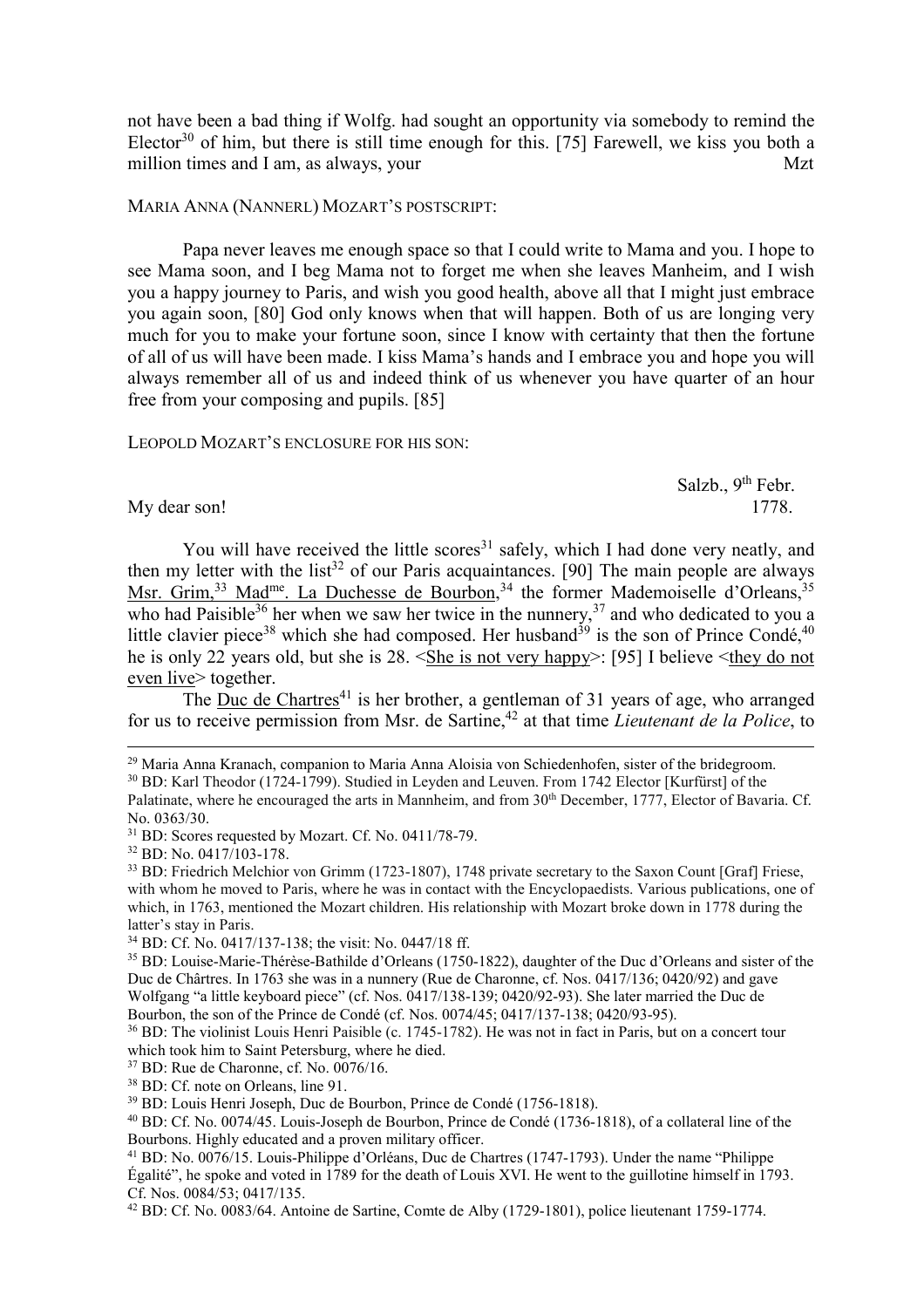not have been a bad thing if Wolfg. had sought an opportunity via somebody to remind the Elector[30] of him, but there is still time enough for this. [75] Farewell, we kiss you both a million times and I am, as always, your Mzt

MARIA ANNA (NANNERL) MOZART'S POSTSCRIPT:

Papa never leaves me enough space so that I could write to Mama and you. I hope to see Mama soon, and I beg Mama not to forget me when she leaves Manheim, and I wish you a happy journey to Paris, and wish you good health, above all that I might just embrace you again soon, [80] God only knows when that will happen. Both of us are longing very much for you to make your fortune soon, since I know with certainty that then the fortune of all of us will have been made. I kiss Mama's hands and I embrace you and hope you will always remember all of us and indeed think of us whenever you have quarter of an hour free from your composing and pupils. [85]

LEOPOLD MOZART'S ENCLOSURE FOR HIS SON:

Salzb., 9th Febr.
1778.

My dear son!

You will have received the little scores[31] safely, which I had done very neatly, and then my letter with the list[32] of our Paris acquaintances. [90] The main people are always <u>Msr. Grim,</u>[33] <u>Madme. La Duchesse de Bourbon,</u>[34] the former Mademoiselle d'Orleans,[35] who had Paisible[36] her when we saw her twice in the nunnery,[37] and who dedicated to you a little clavier piece[38] which she had composed. Her husband[39] is the son of Prince Condé,[40] he is only 22 years old, but she is 28. <<u>She is not very happy</u>>: [95] I believe <<u>they do not even live</u>> together.

The <u>Duc de Chartres</u>[41] is her brother, a gentleman of 31 years of age, who arranged for us to receive permission from Msr. de Sartine,[42] at that time *Lieutenant de la Police*, to

---

[29] Maria Anna Kranach, companion to Maria Anna Aloisia von Schiedenhofen, sister of the bridegroom.

[30] BD: Karl Theodor (1724-1799). Studied in Leyden and Leuven. From 1742 Elector [Kurfürst] of the Palatinate, where he encouraged the arts in Mannheim, and from 30th December, 1777, Elector of Bavaria. Cf. No. 0363/30.

[31] BD: Scores requested by Mozart. Cf. No. 0411/78-79.

[32] BD: No. 0417/103-178.

[33] BD: Friedrich Melchior von Grimm (1723-1807), 1748 private secretary to the Saxon Count [Graf] Friese, with whom he moved to Paris, where he was in contact with the Encyclopaedists. Various publications, one of which, in 1763, mentioned the Mozart children. His relationship with Mozart broke down in 1778 during the latter's stay in Paris.

[34] BD: Cf. No. 0417/137-138; the visit: No. 0447/18 ff.

[35] BD: Louise-Marie-Thérèse-Bathilde d'Orleans (1750-1822), daughter of the Duc d'Orleans and sister of the Duc de Chârtres. In 1763 she was in a nunnery (Rue de Charonne, cf. Nos. 0417/136; 0420/92) and gave Wolfgang "a little keyboard piece" (cf. Nos. 0417/138-139; 0420/92-93). She later married the Duc de Bourbon, the son of the Prince de Condé (cf. Nos. 0074/45; 0417/137-138; 0420/93-95).

[36] BD: The violinist Louis Henri Paisible (c. 1745-1782). He was not in fact in Paris, but on a concert tour which took him to Saint Petersburg, where he died.

[37] BD: Rue de Charonne, cf. No. 0076/16.

[38] BD: Cf. note on Orleans, line 91.

[39] BD: Louis Henri Joseph, Duc de Bourbon, Prince de Condé (1756-1818).

[40] BD: Cf. No. 0074/45. Louis-Joseph de Bourbon, Prince de Condé (1736-1818), of a collateral line of the Bourbons. Highly educated and a proven military officer.

[41] BD: No. 0076/15. Louis-Philippe d'Orléans, Duc de Chartres (1747-1793). Under the name "Philippe Égalité", he spoke and voted in 1789 for the death of Louis XVI. He went to the guillotine himself in 1793. Cf. Nos. 0084/53; 0417/135.

[42] BD: Cf. No. 0083/64. Antoine de Sartine, Comte de Alby (1729-1801), police lieutenant 1759-1774.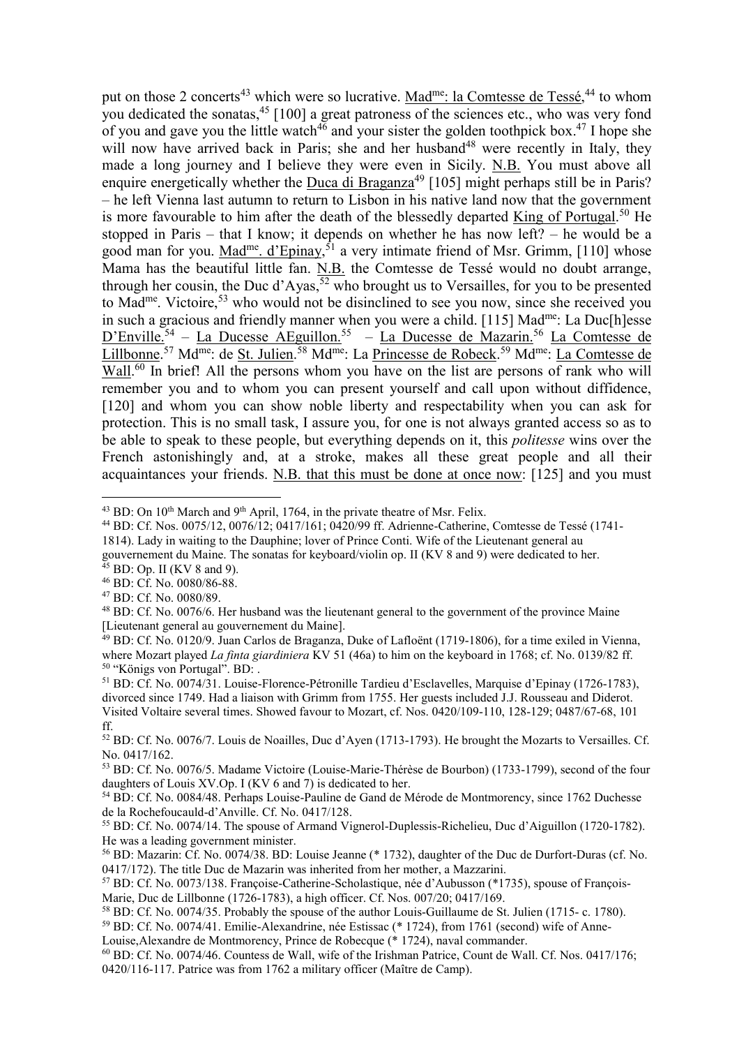put on those 2 concerts[43] which were so lucrative. Mad$^{me}$: la Comtesse de Tessé,[44] to whom you dedicated the sonatas,[45] [100] a great patroness of the sciences etc., who was very fond of you and gave you the little watch[46] and your sister the golden toothpick box.[47] I hope she will now have arrived back in Paris; she and her husband[48] were recently in Italy, they made a long journey and I believe they were even in Sicily. N.B. You must above all enquire energetically whether the Duca di Braganza[49] [105] might perhaps still be in Paris? – he left Vienna last autumn to return to Lisbon in his native land now that the government is more favourable to him after the death of the blessedly departed King of Portugal.[50] He stopped in Paris – that I know; it depends on whether he has now left? – he would be a good man for you. Mad$^{me}$. d'Epinay,[51] a very intimate friend of Msr. Grimm, [110] whose Mama has the beautiful little fan. N.B. the Comtesse de Tessé would no doubt arrange, through her cousin, the Duc d'Ayas,[52] who brought us to Versailles, for you to be presented to Mad$^{me}$. Victoire,[53] who would not be disinclined to see you now, since she received you in such a gracious and friendly manner when you were a child. [115] Mad$^{me}$: La Duc[h]esse D'Enville.[54] – La Ducesse AEguillon.[55] – La Ducesse de Mazarin.[56] La Comtesse de Lillbonne.[57] Md$^{me}$: de St. Julien.[58] Md$^{me}$: La Princesse de Robeck.[59] Md$^{me}$: La Comtesse de Wall.[60] In brief! All the persons whom you have on the list are persons of rank who will remember you and to whom you can present yourself and call upon without diffidence, [120] and whom you can show noble liberty and respectability when you can ask for protection. This is no small task, I assure you, for one is not always granted access so as to be able to speak to these people, but everything depends on it, this *politesse* wins over the French astonishingly and, at a stroke, makes all these great people and all their acquaintances your friends. N.B. that this must be done at once now: [125] and you must

---

[43] BD: On 10th March and 9th April, 1764, in the private theatre of Msr. Felix.

[44] BD: Cf. Nos. 0075/12, 0076/12; 0417/161; 0420/99 ff. Adrienne-Catherine, Comtesse de Tessé (1741-1814). Lady in waiting to the Dauphine; lover of Prince Conti. Wife of the Lieutenant general au gouvernement du Maine. The sonatas for keyboard/violin op. II (KV 8 and 9) were dedicated to her.

[45] BD: Op. II (KV 8 and 9).

[46] BD: Cf. No. 0080/86-88.

[47] BD: Cf. No. 0080/89.

[48] BD: Cf. No. 0076/6. Her husband was the lieutenant general to the government of the province Maine [Lieutenant general au gouvernement du Maine].

[49] BD: Cf. No. 0120/9. Juan Carlos de Braganza, Duke of Lafloënt (1719-1806), for a time exiled in Vienna, where Mozart played *La finta giardiniera* KV 51 (46a) to him on the keyboard in 1768; cf. No. 0139/82 ff.

[50] "Königs von Portugal". BD: .

[51] BD: Cf. No. 0074/31. Louise-Florence-Pétronille Tardieu d'Esclavelles, Marquise d'Epinay (1726-1783), divorced since 1749. Had a liaison with Grimm from 1755. Her guests included J.J. Rousseau and Diderot. Visited Voltaire several times. Showed favour to Mozart, cf. Nos. 0420/109-110, 128-129; 0487/67-68, 101 ff.

[52] BD: Cf. No. 0076/7. Louis de Noailles, Duc d'Ayen (1713-1793). He brought the Mozarts to Versailles. Cf. No. 0417/162.

[53] BD: Cf. No. 0076/5. Madame Victoire (Louise-Marie-Thérèse de Bourbon) (1733-1799), second of the four daughters of Louis XV.Op. I (KV 6 and 7) is dedicated to her.

[54] BD: Cf. No. 0084/48. Perhaps Louise-Pauline de Gand de Mérode de Montmorency, since 1762 Duchesse de la Rochefoucauld-d'Anville. Cf. No. 0417/128.

[55] BD: Cf. No. 0074/14. The spouse of Armand Vignerol-Duplessis-Richelieu, Duc d'Aiguillon (1720-1782). He was a leading government minister.

[56] BD: Mazarin: Cf. No. 0074/38. BD: Louise Jeanne (* 1732), daughter of the Duc de Durfort-Duras (cf. No. 0417/172). The title Duc de Mazarin was inherited from her mother, a Mazzarini.

[57] BD: Cf. No. 0073/138. Françoise-Catherine-Scholastique, née d'Aubusson (*1735), spouse of François-Marie, Duc de Lillbonne (1726-1783), a high officer. Cf. Nos. 007/20; 0417/169.

[58] BD: Cf. No. 0074/35. Probably the spouse of the author Louis-Guillaume de St. Julien (1715- c. 1780).

[59] BD: Cf. No. 0074/41. Emilie-Alexandrine, née Estissac (* 1724), from 1761 (second) wife of Anne-Louise,Alexandre de Montmorency, Prince de Robecque (* 1724), naval commander.

[60] BD: Cf. No. 0074/46. Countess de Wall, wife of the Irishman Patrice, Count de Wall. Cf. Nos. 0417/176; 0420/116-117. Patrice was from 1762 a military officer (Maître de Camp).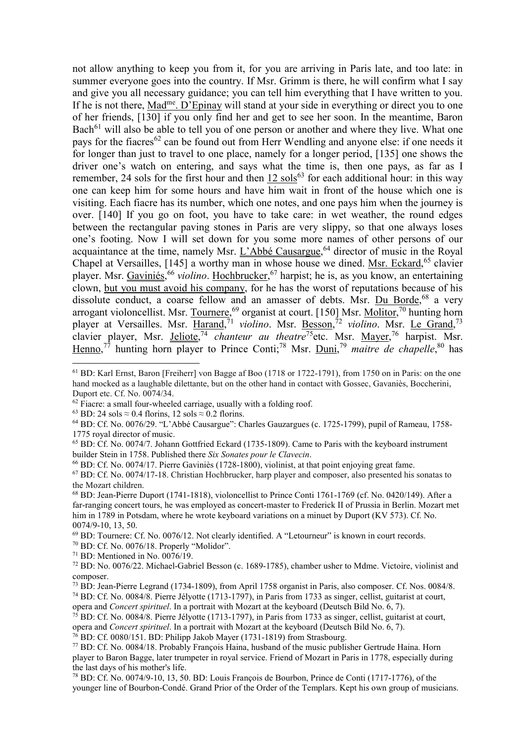not allow anything to keep you from it, for you are arriving in Paris late, and too late: in summer everyone goes into the country. If Msr. Grimm is there, he will confirm what I say and give you all necessary guidance; you can tell him everything that I have written to you. If he is not there, Mad[me]. D'Epinay will stand at your side in everything or direct you to one of her friends, [130] if you only find her and get to see her soon. In the meantime, Baron Bach[61] will also be able to tell you of one person or another and where they live. What one pays for the fiacres[62] can be found out from Herr Wendling and anyone else: if one needs it for longer than just to travel to one place, namely for a longer period, [135] one shows the driver one's watch on entering, and says what the time is, then one pays, as far as I remember, 24 sols for the first hour and then 12 sols[63] for each additional hour: in this way one can keep him for some hours and have him wait in front of the house which one is visiting. Each fiacre has its number, which one notes, and one pays him when the journey is over. [140] If you go on foot, you have to take care: in wet weather, the round edges between the rectangular paving stones in Paris are very slippy, so that one always loses one's footing. Now I will set down for you some more names of other persons of our acquaintance at the time, namely Msr. L'Abbé Causargue,[64] director of music in the Royal Chapel at Versailles, [145] a worthy man in whose house we dined. Msr. Eckard,[65] clavier player. Msr. Gaviniés,[66] *violino*. Hochbrucker,[67] harpist; he is, as you know, an entertaining clown, but you must avoid his company, for he has the worst of reputations because of his dissolute conduct, a coarse fellow and an amasser of debts. Msr. Du Borde,[68] a very arrogant violoncellist. Msr. Tournere,[69] organist at court. [150] Msr. Molitor,[70] hunting horn player at Versailles. Msr. Harand,[71] *violino*. Msr. Besson,[72] *violino*. Msr. Le Grand,[73] clavier player, Msr. Jeliote,[74] *chanteur au theatre*[75]etc. Msr. Mayer,[76] harpist. Msr. Henno,[77] hunting horn player to Prince Conti;[78] Msr. Duni,[79] *maitre de chapelle*,[80] has

---

[61] BD: Karl Ernst, Baron [Freiherr] von Bagge af Boo (1718 or 1722-1791), from 1750 on in Paris: on the one hand mocked as a laughable dilettante, but on the other hand in contact with Gossec, Gavaniès, Boccherini, Duport etc. Cf. No. 0074/34.

[62] Fiacre: a small four-wheeled carriage, usually with a folding roof.

[63] BD: 24 sols ≈ 0.4 florins, 12 sols ≈ 0.2 florins.

[64] BD: Cf. No. 0076/29. "L'Abbé Causargue": Charles Gauzargues (c. 1725-1799), pupil of Rameau, 1758-1775 royal director of music.

[65] BD: Cf. No. 0074/7. Johann Gottfried Eckard (1735-1809). Came to Paris with the keyboard instrument builder Stein in 1758. Published there *Six Sonates pour le Clavecin*.

[66] BD: Cf. No. 0074/17. Pierre Gaviniès (1728-1800), violinist, at that point enjoying great fame.

[67] BD: Cf. No. 0074/17-18. Christian Hochbrucker, harp player and composer, also presented his sonatas to the Mozart children.

[68] BD: Jean-Pierre Duport (1741-1818), violoncellist to Prince Conti 1761-1769 (cf. No. 0420/149). After a far-ranging concert tours, he was employed as concert-master to Frederick II of Prussia in Berlin. Mozart met him in 1789 in Potsdam, where he wrote keyboard variations on a minuet by Duport (KV 573). Cf. No. 0074/9-10, 13, 50.

[69] BD: Tournere: Cf. No. 0076/12. Not clearly identified. A "Letourneur" is known in court records.

[70] BD: Cf. No. 0076/18. Properly "Molidor".

[71] BD: Mentioned in No. 0076/19.

[72] BD: No. 0076/22. Michael-Gabriel Besson (c. 1689-1785), chamber usher to Mdme. Victoire, violinist and composer.

[73] BD: Jean-Pierre Legrand (1734-1809), from April 1758 organist in Paris, also composer. Cf. Nos. 0084/8.

[74] BD: Cf. No. 0084/8. Pierre Jélyotte (1713-1797), in Paris from 1733 as singer, cellist, guitarist at court, opera and *Concert spirituel*. In a portrait with Mozart at the keyboard (Deutsch Bild No. 6, 7).

[75] BD: Cf. No. 0084/8. Pierre Jélyotte (1713-1797), in Paris from 1733 as singer, cellist, guitarist at court, opera and *Concert spirituel*. In a portrait with Mozart at the keyboard (Deutsch Bild No. 6, 7).

[76] BD: Cf. 0080/151. BD: Philipp Jakob Mayer (1731-1819) from Strasbourg.

[77] BD: Cf. No. 0084/18. Probably François Haina, husband of the music publisher Gertrude Haina. Horn player to Baron Bagge, later trumpeter in royal service. Friend of Mozart in Paris in 1778, especially during the last days of his mother's life.

[78] BD: Cf. No. 0074/9-10, 13, 50. BD: Louis François de Bourbon, Prince de Conti (1717-1776), of the younger line of Bourbon-Condé. Grand Prior of the Order of the Templars. Kept his own group of musicians.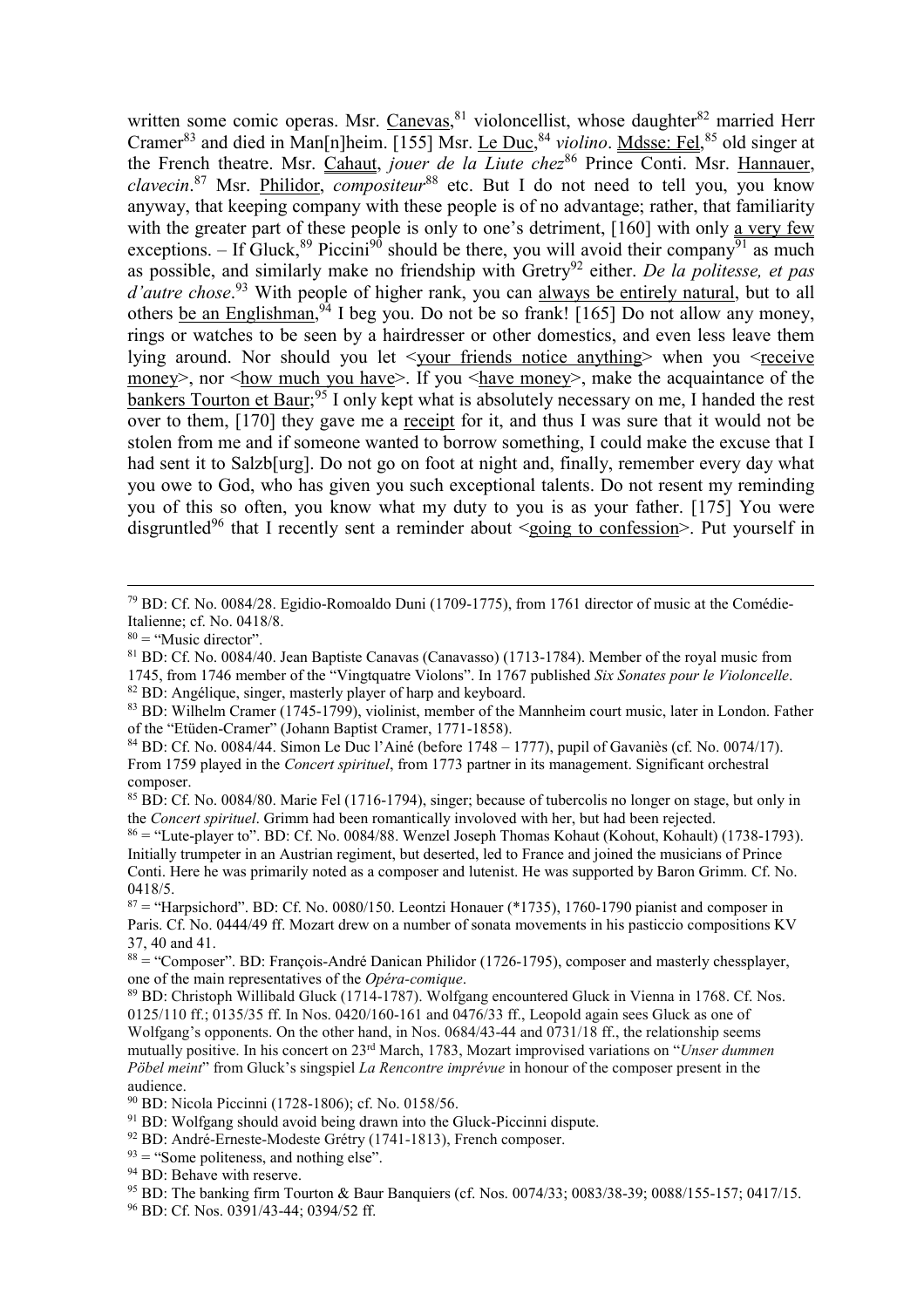written some comic operas. Msr. Canevas,[81] violoncellist, whose daughter[82] married Herr Cramer[83] and died in Man[n]heim. [155] Msr. Le Duc,[84] *violino*. Mdsse: Fel,[85] old singer at the French theatre. Msr. Cahaut, *jouer de la Liute chez*[86] Prince Conti. Msr. Hannauer, *clavecin*.[87] Msr. Philidor, *compositeur*[88] etc. But I do not need to tell you, you know anyway, that keeping company with these people is of no advantage; rather, that familiarity with the greater part of these people is only to one's detriment, [160] with only a very few exceptions. – If Gluck,[89] Piccini[90] should be there, you will avoid their company[91] as much as possible, and similarly make no friendship with Gretry[92] either. *De la politesse, et pas d'autre chose*.[93] With people of higher rank, you can always be entirely natural, but to all others be an Englishman,[94] I beg you. Do not be so frank! [165] Do not allow any money, rings or watches to be seen by a hairdresser or other domestics, and even less leave them lying around. Nor should you let <your friends notice anything> when you <receive money>, nor <how much you have>. If you <have money>, make the acquaintance of the bankers Tourton et Baur;[95] I only kept what is absolutely necessary on me, I handed the rest over to them, [170] they gave me a receipt for it, and thus I was sure that it would not be stolen from me and if someone wanted to borrow something, I could make the excuse that I had sent it to Salzb[urg]. Do not go on foot at night and, finally, remember every day what you owe to God, who has given you such exceptional talents. Do not resent my reminding you of this so often, you know what my duty to you is as your father. [175] You were disgruntled[96] that I recently sent a reminder about <going to confession>. Put yourself in

---

[79] BD: Cf. No. 0084/28. Egidio-Romoaldo Duni (1709-1775), from 1761 director of music at the Comédie-Italienne; cf. No. 0418/8.

[80] = "Music director".

[81] BD: Cf. No. 0084/40. Jean Baptiste Canavas (Canavasso) (1713-1784). Member of the royal music from 1745, from 1746 member of the "Vingtquatre Violons". In 1767 published *Six Sonates pour le Violoncelle*.

[82] BD: Angélique, singer, masterly player of harp and keyboard.

[83] BD: Wilhelm Cramer (1745-1799), violinist, member of the Mannheim court music, later in London. Father of the "Etüden-Cramer" (Johann Baptist Cramer, 1771-1858).

[84] BD: Cf. No. 0084/44. Simon Le Duc l'Ainé (before 1748 – 1777), pupil of Gavaniès (cf. No. 0074/17). From 1759 played in the *Concert spirituel*, from 1773 partner in its management. Significant orchestral composer.

[85] BD: Cf. No. 0084/80. Marie Fel (1716-1794), singer; because of tubercolis no longer on stage, but only in the *Concert spirituel*. Grimm had been romantically involoved with her, but had been rejected.

[86] = "Lute-player to". BD: Cf. No. 0084/88. Wenzel Joseph Thomas Kohaut (Kohout, Kohault) (1738-1793). Initially trumpeter in an Austrian regiment, but deserted, led to France and joined the musicians of Prince Conti. Here he was primarily noted as a composer and lutenist. He was supported by Baron Grimm. Cf. No. 0418/5.

[87] = "Harpsichord". BD: Cf. No. 0080/150. Leontzi Honauer (*1735), 1760-1790 pianist and composer in Paris. Cf. No. 0444/49 ff. Mozart drew on a number of sonata movements in his pasticcio compositions KV 37, 40 and 41.

[88] = "Composer". BD: François-André Danican Philidor (1726-1795), composer and masterly chessplayer, one of the main representatives of the *Opéra-comique*.

[89] BD: Christoph Willibald Gluck (1714-1787). Wolfgang encountered Gluck in Vienna in 1768. Cf. Nos. 0125/110 ff.; 0135/35 ff. In Nos. 0420/160-161 and 0476/33 ff., Leopold again sees Gluck as one of Wolfgang's opponents. On the other hand, in Nos. 0684/43-44 and 0731/18 ff., the relationship seems mutually positive. In his concert on 23rd March, 1783, Mozart improvised variations on "*Unser dummen Pöbel meint*" from Gluck's singspiel *La Rencontre imprévue* in honour of the composer present in the audience.

[90] BD: Nicola Piccinni (1728-1806); cf. No. 0158/56.

[91] BD: Wolfgang should avoid being drawn into the Gluck-Piccinni dispute.

[92] BD: André-Erneste-Modeste Grétry (1741-1813), French composer.

[93] = "Some politeness, and nothing else".

[94] BD: Behave with reserve.

[95] BD: The banking firm Tourton & Baur Banquiers (cf. Nos. 0074/33; 0083/38-39; 0088/155-157; 0417/15.

[96] BD: Cf. Nos. 0391/43-44; 0394/52 ff.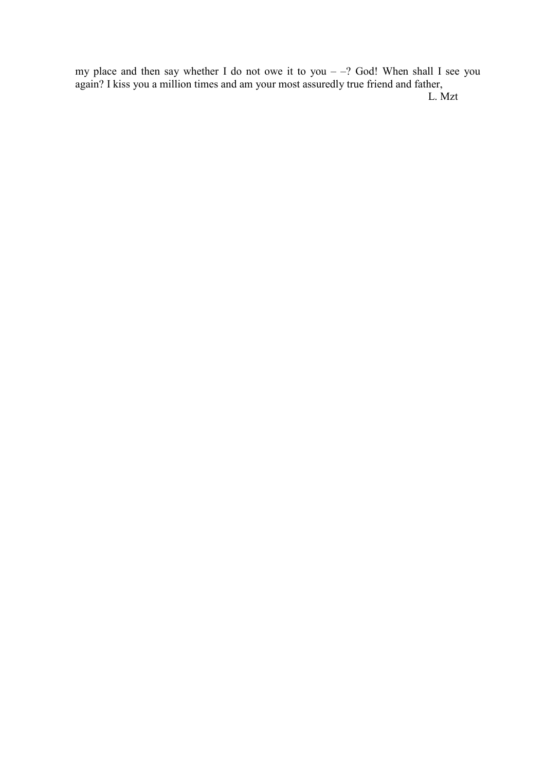my place and then say whether I do not owe it to you – –? God! When shall I see you again? I kiss you a million times and am your most assuredly true friend and father,

L. Mzt